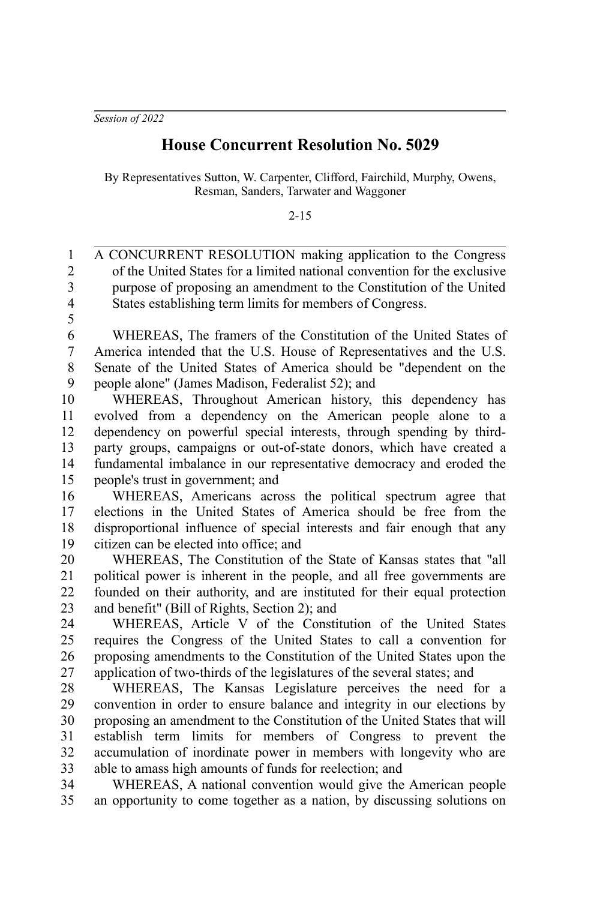*Session of 2022*

# House Concurrent Resolution No. 5029

By Representatives Sutton, W. Carpenter, Clifford, Fairchild, Murphy, Owens, Resman, Sanders, Tarwater and Waggoner

2-15

A CONCURRENT RESOLUTION making application to the Congress of the United States for a limited national convention for the exclusive purpose of proposing an amendment to the Constitution of the United States establishing term limits for members of Congress.

WHEREAS, The framers of the Constitution of the United States of America intended that the U.S. House of Representatives and the U.S. Senate of the United States of America should be "dependent on the people alone" (James Madison, Federalist 52); and

WHEREAS, Throughout American history, this dependency has evolved from a dependency on the American people alone to a dependency on powerful special interests, through spending by third-party groups, campaigns or out-of-state donors, which have created a fundamental imbalance in our representative democracy and eroded the people's trust in government; and

WHEREAS, Americans across the political spectrum agree that elections in the United States of America should be free from the disproportional influence of special interests and fair enough that any citizen can be elected into office; and

WHEREAS, The Constitution of the State of Kansas states that "all political power is inherent in the people, and all free governments are founded on their authority, and are instituted for their equal protection and benefit" (Bill of Rights, Section 2); and

WHEREAS, Article V of the Constitution of the United States requires the Congress of the United States to call a convention for proposing amendments to the Constitution of the United States upon the application of two-thirds of the legislatures of the several states; and

WHEREAS, The Kansas Legislature perceives the need for a convention in order to ensure balance and integrity in our elections by proposing an amendment to the Constitution of the United States that will establish term limits for members of Congress to prevent the accumulation of inordinate power in members with longevity who are able to amass high amounts of funds for reelection; and

WHEREAS, A national convention would give the American people an opportunity to come together as a nation, by discussing solutions on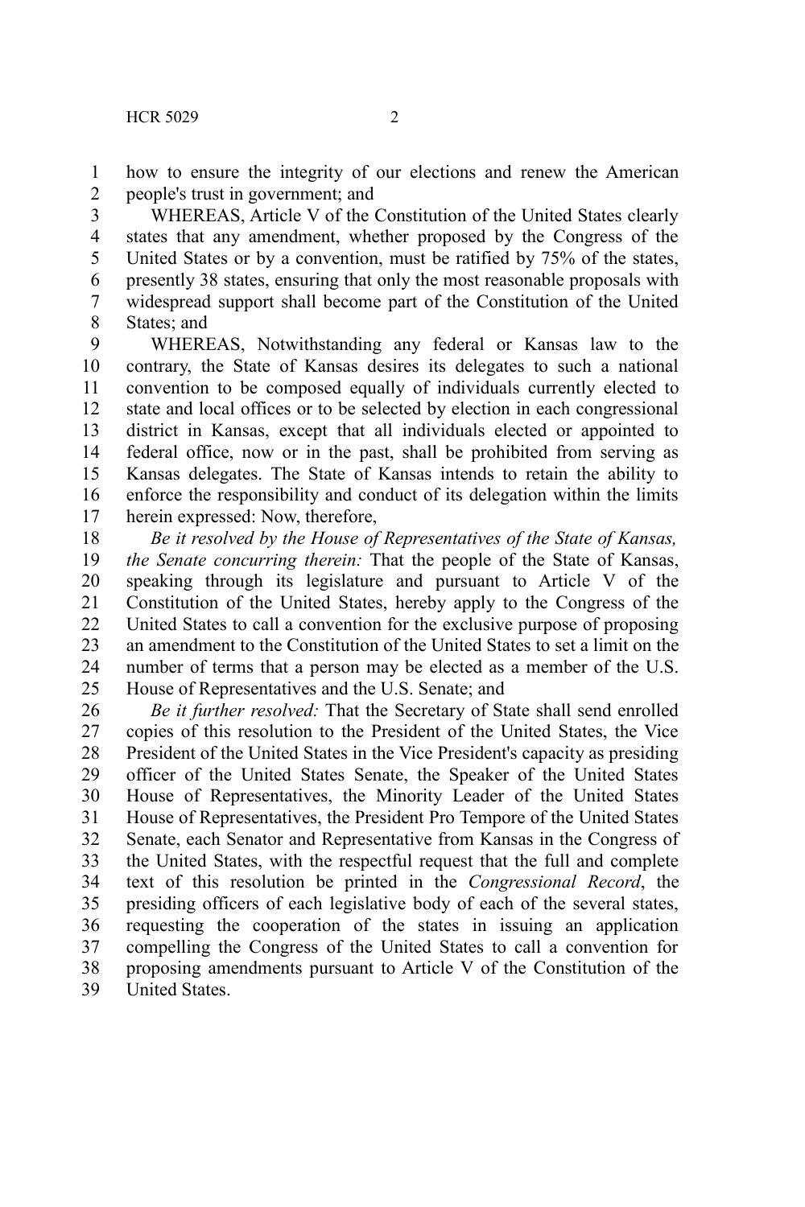how to ensure the integrity of our elections and renew the American people's trust in government; and

WHEREAS, Article V of the Constitution of the United States clearly states that any amendment, whether proposed by the Congress of the United States or by a convention, must be ratified by 75% of the states, presently 38 states, ensuring that only the most reasonable proposals with widespread support shall become part of the Constitution of the United States; and

WHEREAS, Notwithstanding any federal or Kansas law to the contrary, the State of Kansas desires its delegates to such a national convention to be composed equally of individuals currently elected to state and local offices or to be selected by election in each congressional district in Kansas, except that all individuals elected or appointed to federal office, now or in the past, shall be prohibited from serving as Kansas delegates. The State of Kansas intends to retain the ability to enforce the responsibility and conduct of its delegation within the limits herein expressed: Now, therefore,

*Be it resolved by the House of Representatives of the State of Kansas, the Senate concurring therein:* That the people of the State of Kansas, speaking through its legislature and pursuant to Article V of the Constitution of the United States, hereby apply to the Congress of the United States to call a convention for the exclusive purpose of proposing an amendment to the Constitution of the United States to set a limit on the number of terms that a person may be elected as a member of the U.S. House of Representatives and the U.S. Senate; and

*Be it further resolved:* That the Secretary of State shall send enrolled copies of this resolution to the President of the United States, the Vice President of the United States in the Vice President's capacity as presiding officer of the United States Senate, the Speaker of the United States House of Representatives, the Minority Leader of the United States House of Representatives, the President Pro Tempore of the United States Senate, each Senator and Representative from Kansas in the Congress of the United States, with the respectful request that the full and complete text of this resolution be printed in the *Congressional Record*, the presiding officers of each legislative body of each of the several states, requesting the cooperation of the states in issuing an application compelling the Congress of the United States to call a convention for proposing amendments pursuant to Article V of the Constitution of the United States.